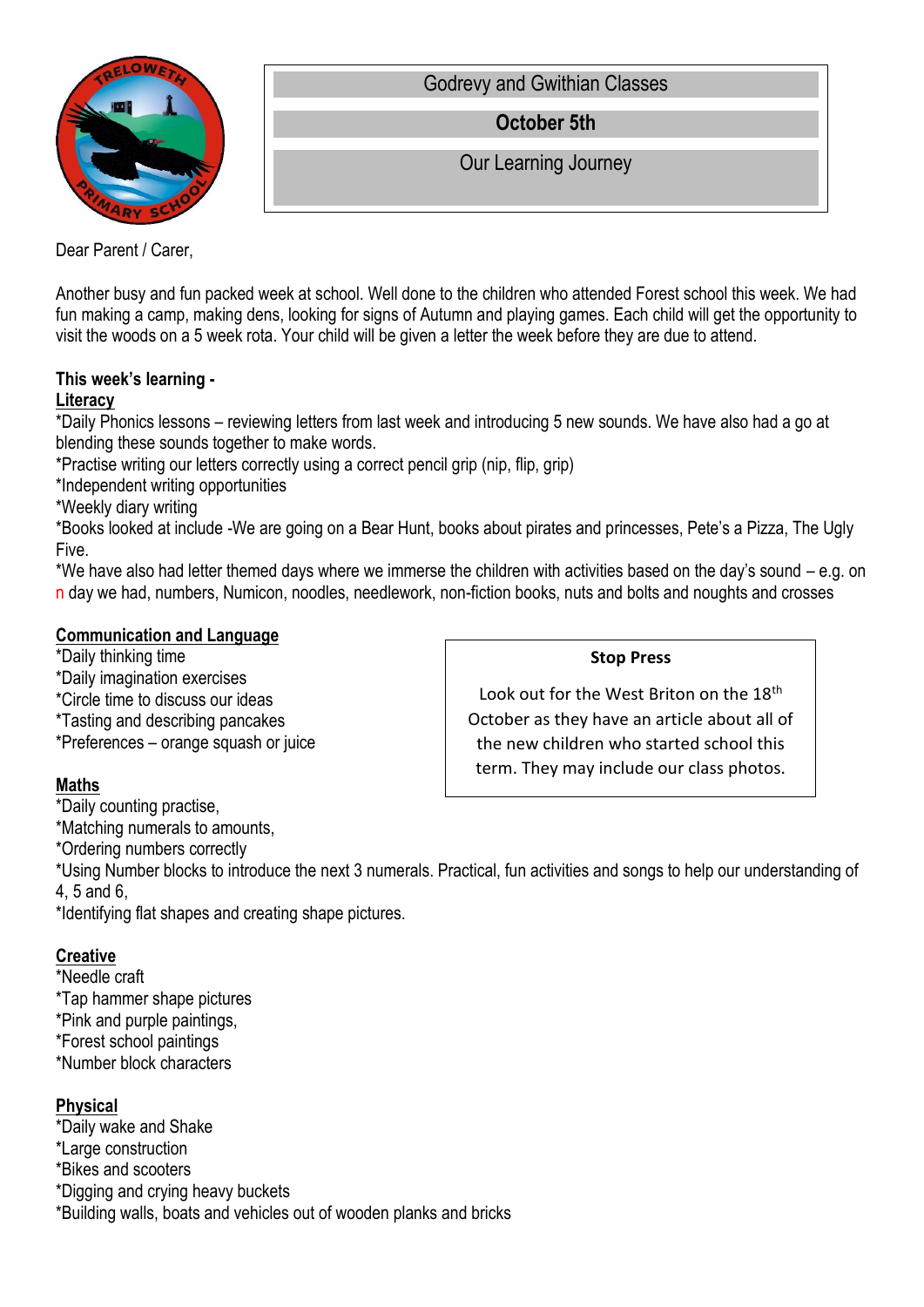Godrevy and Gwithian Classes

**October 5th**

Our Learning Journey

Dear Parent / Carer,

Another busy and fun packed week at school. Well done to the children who attended Forest school this week. We had fun making a camp, making dens, looking for signs of Autumn and playing games. Each child will get the opportunity to visit the woods on a 5 week rota. Your child will be given a letter the week before they are due to attend.

**This week's learning -**

**Literacy**

*Daily Phonics lessons – reviewing letters from last week and introducing 5 new sounds. We have also had a go at blending these sounds together to make words.
*Practise writing our letters correctly using a correct pencil grip (nip, flip, grip)
*Independent writing opportunities
*Weekly diary writing
*Books looked at include -We are going on a Bear Hunt, books about pirates and princesses, Pete's a Pizza, The Ugly Five.
*We have also had letter themed days where we immerse the children with activities based on the day's sound – e.g. on n day we had, numbers, Numicon, noodles, needlework, non-fiction books, nuts and bolts and noughts and crosses

**Communication and Language**

*Daily thinking time
*Daily imagination exercises
*Circle time to discuss our ideas
*Tasting and describing pancakes
*Preferences – orange squash or juice

**Stop Press**

Look out for the West Briton on the 18th October as they have an article about all of the new children who started school this term. They may include our class photos.

**Maths**

*Daily counting practise,
*Matching numerals to amounts,
*Ordering numbers correctly
*Using Number blocks to introduce the next 3 numerals. Practical, fun activities and songs to help our understanding of 4, 5 and 6,
*Identifying flat shapes and creating shape pictures.

**Creative**

*Needle craft
*Tap hammer shape pictures
*Pink and purple paintings,
*Forest school paintings
*Number block characters

**Physical**

*Daily wake and Shake
*Large construction
*Bikes and scooters
*Digging and crying heavy buckets
*Building walls, boats and vehicles out of wooden planks and bricks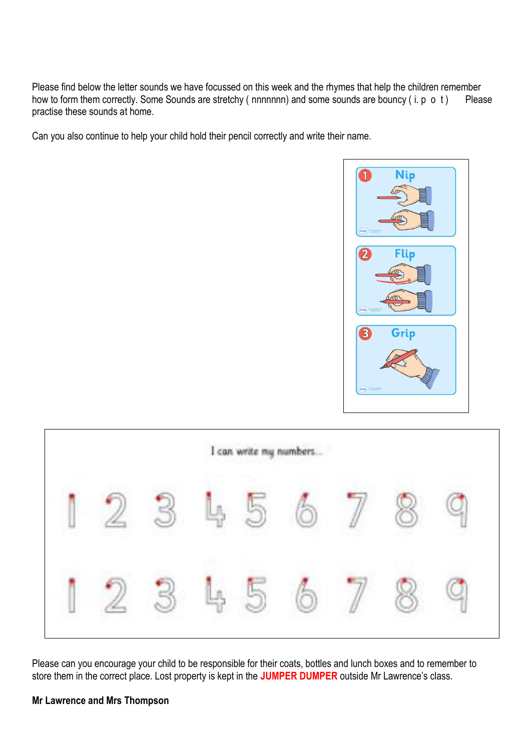Please find below the letter sounds we have focussed on this week and the rhymes that help the children remember how to form them correctly. Some Sounds are stretchy ( nnnnnnn) and some sounds are bouncy ( i. p o t ) Please practise these sounds at home.

Can you also continue to help your child hold their pencil correctly and write their name.

1 Nip

2 Flip

3 Grip

I can write my numbers...

1 2 3 4 5 6 7 8 9

1 2 3 4 5 6 7 8 9

Please can you encourage your child to be responsible for their coats, bottles and lunch boxes and to remember to store them in the correct place. Lost property is kept in the **JUMPER DUMPER** outside Mr Lawrence's class.

**Mr Lawrence and Mrs Thompson**